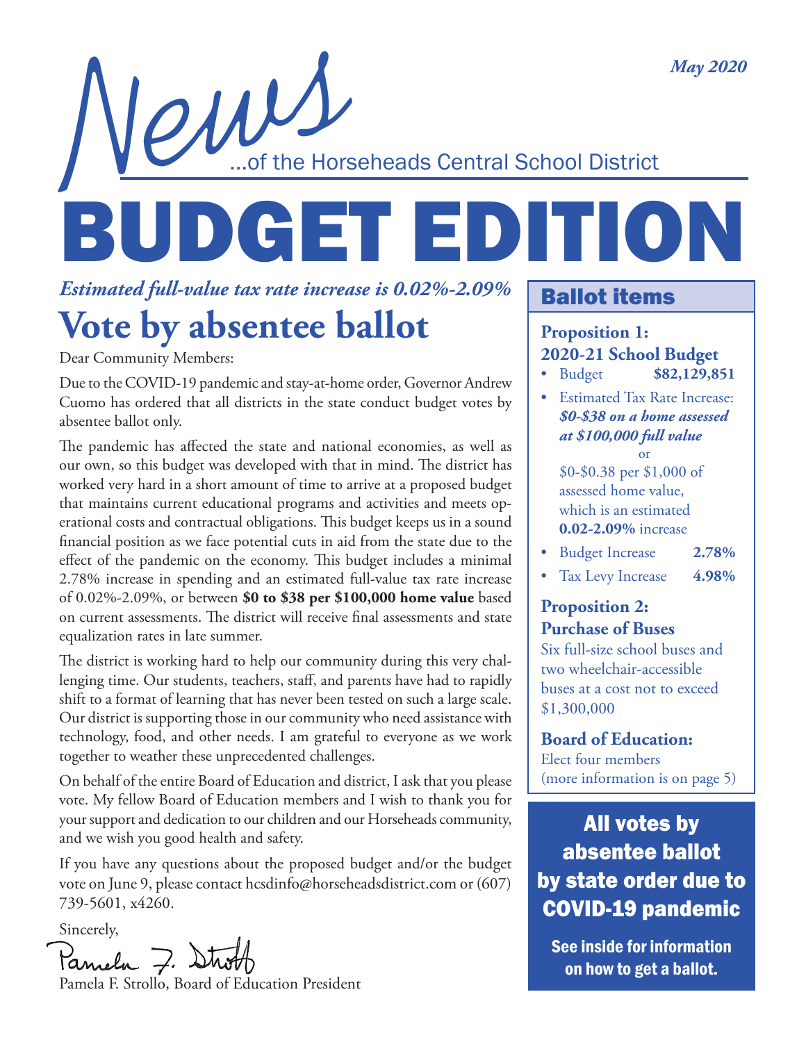*May 2020*

# News

...of the Horseheads Central School District

# BUDGET EDITION

*Estimated full-value tax rate increase is 0.02%-2.09%*

## Vote by absentee ballot

Dear Community Members:

Due to the COVID-19 pandemic and stay-at-home order, Governor Andrew Cuomo has ordered that all districts in the state conduct budget votes by absentee ballot only.

The pandemic has affected the state and national economies, as well as our own, so this budget was developed with that in mind. The district has worked very hard in a short amount of time to arrive at a proposed budget that maintains current educational programs and activities and meets operational costs and contractual obligations. This budget keeps us in a sound financial position as we face potential cuts in aid from the state due to the effect of the pandemic on the economy. This budget includes a minimal 2.78% increase in spending and an estimated full-value tax rate increase of 0.02%-2.09%, or between **$0 to $38 per $100,000 home value** based on current assessments. The district will receive final assessments and state equalization rates in late summer.

The district is working hard to help our community during this very challenging time. Our students, teachers, staff, and parents have had to rapidly shift to a format of learning that has never been tested on such a large scale. Our district is supporting those in our community who need assistance with technology, food, and other needs. I am grateful to everyone as we work together to weather these unprecedented challenges.

On behalf of the entire Board of Education and district, I ask that you please vote. My fellow Board of Education members and I wish to thank you for your support and dedication to our children and our Horseheads community, and we wish you good health and safety.

If you have any questions about the proposed budget and/or the budget vote on June 9, please contact hcsdinfo@horseheadsdistrict.com or (607) 739-5601, x4260.

Sincerely,

Pamela F. Strollo, Board of Education President

## Ballot items

### Proposition 1: 2020-21 School Budget

- Budget **$82,129,851**
- Estimated Tax Rate Increase: ***$0-$38 on a home assessed at $100,000 full value***
  or
  $0-$0.38 per $1,000 of assessed home value, which is an estimated **0.02-2.09%** increase
- Budget Increase **2.78%**
- Tax Levy Increase **4.98%**

### Proposition 2: Purchase of Buses

Six full-size school buses and two wheelchair-accessible buses at a cost not to exceed $1,300,000

### Board of Education:

Elect four members (more information is on page 5)

**All votes by absentee ballot by state order due to COVID-19 pandemic**

**See inside for information on how to get a ballot.**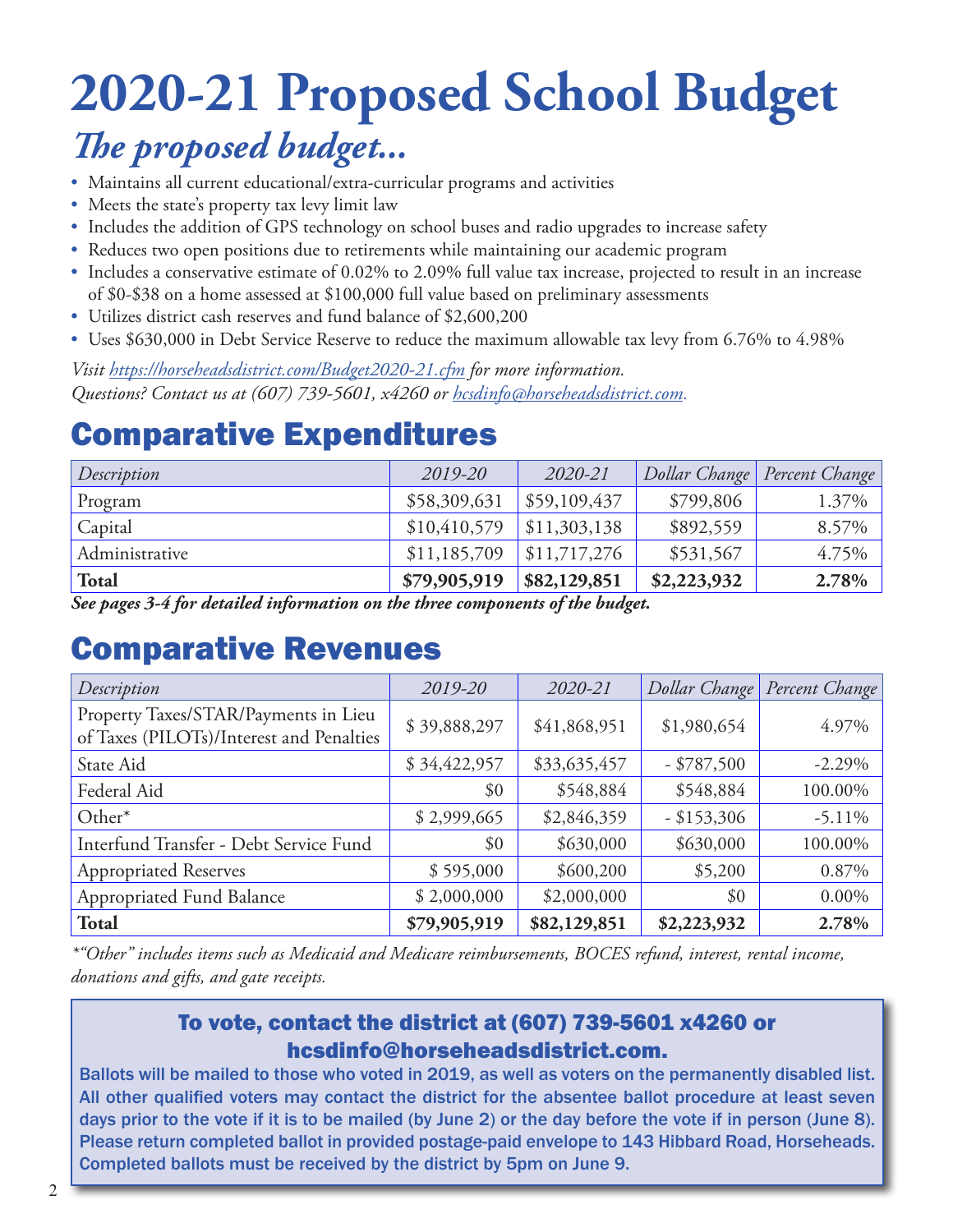# 2020-21 Proposed School Budget

## *The proposed budget...*

- Maintains all current educational/extra-curricular programs and activities
- Meets the state's property tax levy limit law
- Includes the addition of GPS technology on school buses and radio upgrades to increase safety
- Reduces two open positions due to retirements while maintaining our academic program
- Includes a conservative estimate of 0.02% to 2.09% full value tax increase, projected to result in an increase of $0-$38 on a home assessed at $100,000 full value based on preliminary assessments
- Utilizes district cash reserves and fund balance of $2,600,200
- Uses $630,000 in Debt Service Reserve to reduce the maximum allowable tax levy from 6.76% to 4.98%

*Visit https://horseheadsdistrict.com/Budget2020-21.cfm for more information.*
*Questions? Contact us at (607) 739-5601, x4260 or hcsdinfo@horseheadsdistrict.com.*

## Comparative Expenditures

| *Description* | *2019-20* | *2020-21* | *Dollar Change* | *Percent Change* |
|---|---|---|---|---|
| Program | $58,309,631 | $59,109,437 | $799,806 | 1.37% |
| Capital | $10,410,579 | $11,303,138 | $892,559 | 8.57% |
| Administrative | $11,185,709 | $11,717,276 | $531,567 | 4.75% |
| **Total** | **$79,905,919** | **$82,129,851** | **$2,223,932** | **2.78%** |

***See pages 3-4 for detailed information on the three components of the budget.***

## Comparative Revenues

| *Description* | *2019-20* | *2020-21* | *Dollar Change* | *Percent Change* |
|---|---|---|---|---|
| Property Taxes/STAR/Payments in Lieu of Taxes (PILOTs)/Interest and Penalties | $ 39,888,297 | $41,868,951 | $1,980,654 | 4.97% |
| State Aid | $ 34,422,957 | $33,635,457 | - $787,500 | -2.29% |
| Federal Aid | $0 | $548,884 | $548,884 | 100.00% |
| Other* | $ 2,999,665 | $2,846,359 | - $153,306 | -5.11% |
| Interfund Transfer - Debt Service Fund | $0 | $630,000 | $630,000 | 100.00% |
| Appropriated Reserves | $ 595,000 | $600,200 | $5,200 | 0.87% |
| Appropriated Fund Balance | $ 2,000,000 | $2,000,000 | $0 | 0.00% |
| **Total** | **$79,905,919** | **$82,129,851** | **$2,223,932** | **2.78%** |

*\*"Other" includes items such as Medicaid and Medicare reimbursements, BOCES refund, interest, rental income, donations and gifts, and gate receipts.*

### To vote, contact the district at (607) 739-5601 x4260 or hcsdinfo@horseheadsdistrict.com.

Ballots will be mailed to those who voted in 2019, as well as voters on the permanently disabled list. All other qualified voters may contact the district for the absentee ballot procedure at least seven days prior to the vote if it is to be mailed (by June 2) or the day before the vote if in person (June 8). Please return completed ballot in provided postage-paid envelope to 143 Hibbard Road, Horseheads. Completed ballots must be received by the district by 5pm on June 9.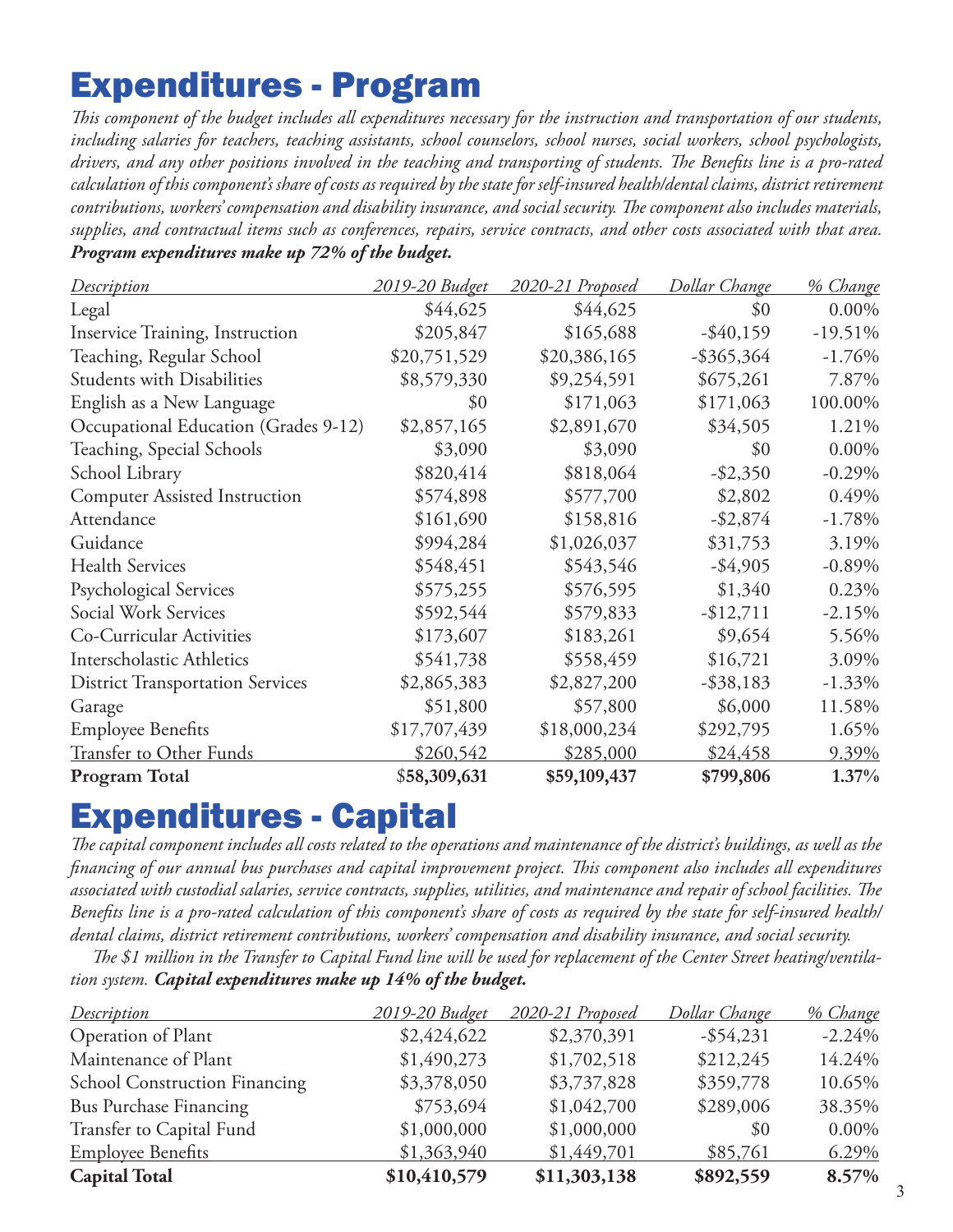# Expenditures - Program

*This component of the budget includes all expenditures necessary for the instruction and transportation of our students, including salaries for teachers, teaching assistants, school counselors, school nurses, social workers, school psychologists, drivers, and any other positions involved in the teaching and transporting of students. The Benefits line is a pro-rated calculation of this component's share of costs as required by the state for self-insured health/dental claims, district retirement contributions, workers' compensation and disability insurance, and social security. The component also includes materials, supplies, and contractual items such as conferences, repairs, service contracts, and other costs associated with that area.* ***Program expenditures make up 72% of the budget.***

| *Description* | *2019-20 Budget* | *2020-21 Proposed* | *Dollar Change* | *% Change* |
|---|---|---|---|---|
| Legal | $44,625 | $44,625 | $0 | 0.00% |
| Inservice Training, Instruction | $205,847 | $165,688 | -$40,159 | -19.51% |
| Teaching, Regular School | $20,751,529 | $20,386,165 | -$365,364 | -1.76% |
| Students with Disabilities | $8,579,330 | $9,254,591 | $675,261 | 7.87% |
| English as a New Language | $0 | $171,063 | $171,063 | 100.00% |
| Occupational Education (Grades 9-12) | $2,857,165 | $2,891,670 | $34,505 | 1.21% |
| Teaching, Special Schools | $3,090 | $3,090 | $0 | 0.00% |
| School Library | $820,414 | $818,064 | -$2,350 | -0.29% |
| Computer Assisted Instruction | $574,898 | $577,700 | $2,802 | 0.49% |
| Attendance | $161,690 | $158,816 | -$2,874 | -1.78% |
| Guidance | $994,284 | $1,026,037 | $31,753 | 3.19% |
| Health Services | $548,451 | $543,546 | -$4,905 | -0.89% |
| Psychological Services | $575,255 | $576,595 | $1,340 | 0.23% |
| Social Work Services | $592,544 | $579,833 | -$12,711 | -2.15% |
| Co-Curricular Activities | $173,607 | $183,261 | $9,654 | 5.56% |
| Interscholastic Athletics | $541,738 | $558,459 | $16,721 | 3.09% |
| District Transportation Services | $2,865,383 | $2,827,200 | -$38,183 | -1.33% |
| Garage | $51,800 | $57,800 | $6,000 | 11.58% |
| Employee Benefits | $17,707,439 | $18,000,234 | $292,795 | 1.65% |
| Transfer to Other Funds | $260,542 | $285,000 | $24,458 | 9.39% |
| **Program Total** | **$58,309,631** | **$59,109,437** | **$799,806** | **1.37%** |

# Expenditures - Capital

*The capital component includes all costs related to the operations and maintenance of the district's buildings, as well as the financing of our annual bus purchases and capital improvement project. This component also includes all expenditures associated with custodial salaries, service contracts, supplies, utilities, and maintenance and repair of school facilities. The Benefits line is a pro-rated calculation of this component's share of costs as required by the state for self-insured health/dental claims, district retirement contributions, workers' compensation and disability insurance, and social security.*

*The $1 million in the Transfer to Capital Fund line will be used for replacement of the Center Street heating/ventilation system.* ***Capital expenditures make up 14% of the budget.***

| *Description* | *2019-20 Budget* | *2020-21 Proposed* | *Dollar Change* | *% Change* |
|---|---|---|---|---|
| Operation of Plant | $2,424,622 | $2,370,391 | -$54,231 | -2.24% |
| Maintenance of Plant | $1,490,273 | $1,702,518 | $212,245 | 14.24% |
| School Construction Financing | $3,378,050 | $3,737,828 | $359,778 | 10.65% |
| Bus Purchase Financing | $753,694 | $1,042,700 | $289,006 | 38.35% |
| Transfer to Capital Fund | $1,000,000 | $1,000,000 | $0 | 0.00% |
| Employee Benefits | $1,363,940 | $1,449,701 | $85,761 | 6.29% |
| **Capital Total** | **$10,410,579** | **$11,303,138** | **$892,559** | **8.57%** |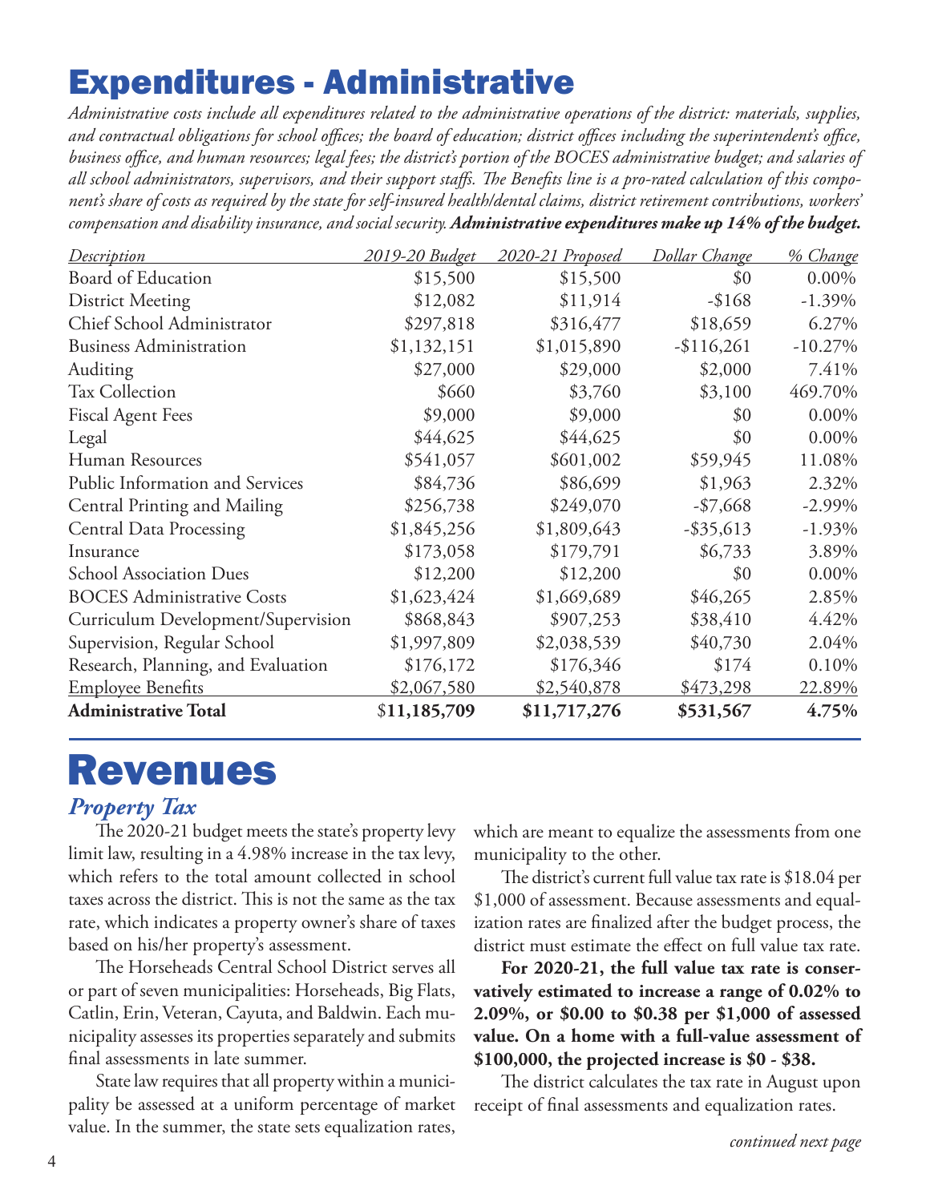# Expenditures - Administrative

*Administrative costs include all expenditures related to the administrative operations of the district: materials, supplies, and contractual obligations for school offices; the board of education; district offices including the superintendent's office, business office, and human resources; legal fees; the district's portion of the BOCES administrative budget; and salaries of all school administrators, supervisors, and their support staffs. The Benefits line is a pro-rated calculation of this component's share of costs as required by the state for self-insured health/dental claims, district retirement contributions, workers' compensation and disability insurance, and social security.* ***Administrative expenditures make up 14% of the budget.***

| *Description* | *2019-20 Budget* | *2020-21 Proposed* | *Dollar Change* | *% Change* |
|---|---|---|---|---|
| Board of Education | $15,500 | $15,500 | $0 | 0.00% |
| District Meeting | $12,082 | $11,914 | -$168 | -1.39% |
| Chief School Administrator | $297,818 | $316,477 | $18,659 | 6.27% |
| Business Administration | $1,132,151 | $1,015,890 | -$116,261 | -10.27% |
| Auditing | $27,000 | $29,000 | $2,000 | 7.41% |
| Tax Collection | $660 | $3,760 | $3,100 | 469.70% |
| Fiscal Agent Fees | $9,000 | $9,000 | $0 | 0.00% |
| Legal | $44,625 | $44,625 | $0 | 0.00% |
| Human Resources | $541,057 | $601,002 | $59,945 | 11.08% |
| Public Information and Services | $84,736 | $86,699 | $1,963 | 2.32% |
| Central Printing and Mailing | $256,738 | $249,070 | -$7,668 | -2.99% |
| Central Data Processing | $1,845,256 | $1,809,643 | -$35,613 | -1.93% |
| Insurance | $173,058 | $179,791 | $6,733 | 3.89% |
| School Association Dues | $12,200 | $12,200 | $0 | 0.00% |
| BOCES Administrative Costs | $1,623,424 | $1,669,689 | $46,265 | 2.85% |
| Curriculum Development/Supervision | $868,843 | $907,253 | $38,410 | 4.42% |
| Supervision, Regular School | $1,997,809 | $2,038,539 | $40,730 | 2.04% |
| Research, Planning, and Evaluation | $176,172 | $176,346 | $174 | 0.10% |
| Employee Benefits | $2,067,580 | $2,540,878 | $473,298 | 22.89% |
| **Administrative Total** | **$11,185,709** | **$11,717,276** | **$531,567** | **4.75%** |

# Revenues

## *Property Tax*

The 2020-21 budget meets the state's property levy limit law, resulting in a 4.98% increase in the tax levy, which refers to the total amount collected in school taxes across the district. This is not the same as the tax rate, which indicates a property owner's share of taxes based on his/her property's assessment.

The Horseheads Central School District serves all or part of seven municipalities: Horseheads, Big Flats, Catlin, Erin, Veteran, Cayuta, and Baldwin. Each municipality assesses its properties separately and submits final assessments in late summer.

State law requires that all property within a municipality be assessed at a uniform percentage of market value. In the summer, the state sets equalization rates, which are meant to equalize the assessments from one municipality to the other.

The district's current full value tax rate is $18.04 per $1,000 of assessment. Because assessments and equalization rates are finalized after the budget process, the district must estimate the effect on full value tax rate.

**For 2020-21, the full value tax rate is conservatively estimated to increase a range of 0.02% to 2.09%, or $0.00 to $0.38 per $1,000 of assessed value. On a home with a full-value assessment of $100,000, the projected increase is $0 - $38.**

The district calculates the tax rate in August upon receipt of final assessments and equalization rates.

*continued next page*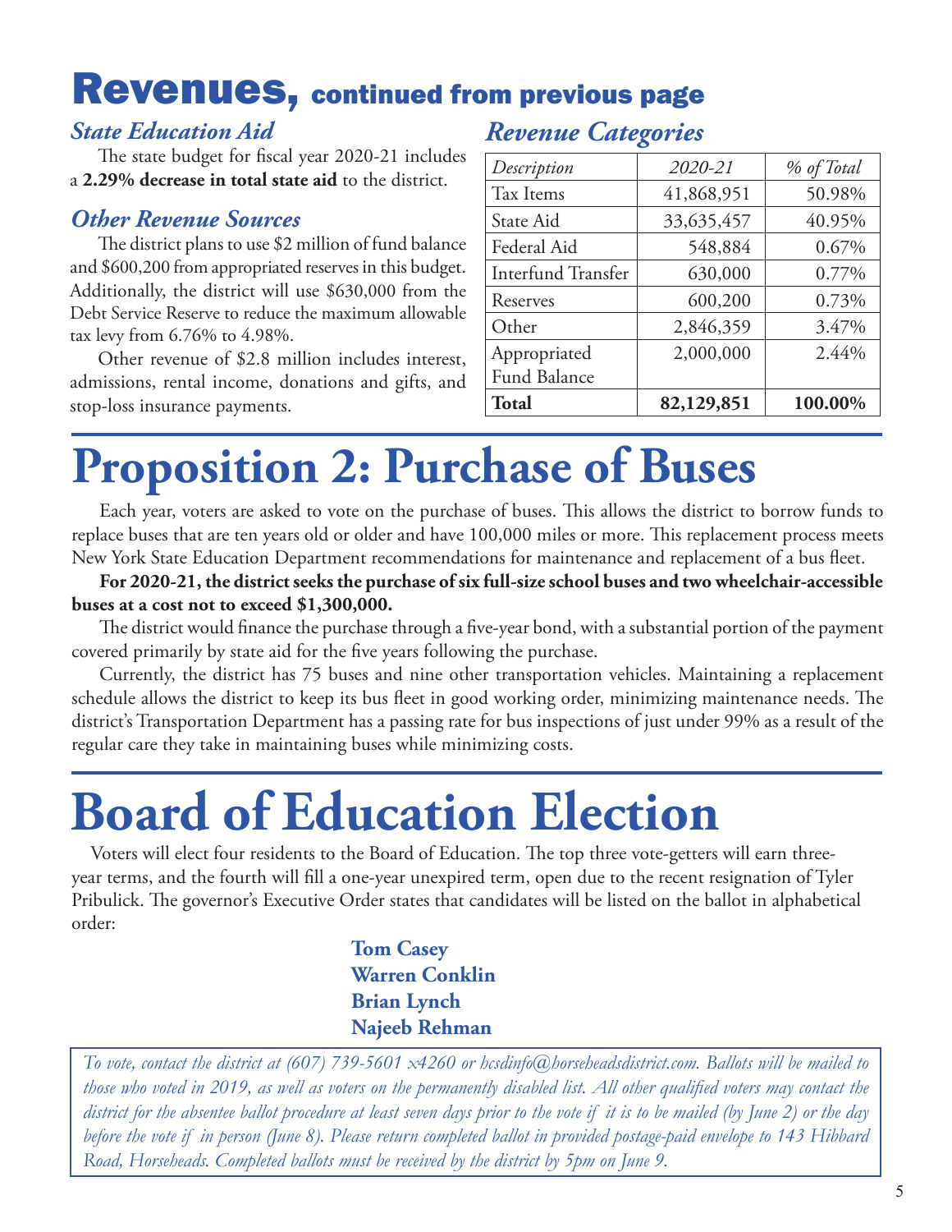# Revenues, continued from previous page

## *State Education Aid*

The state budget for fiscal year 2020-21 includes a **2.29% decrease in total state aid** to the district.

## *Other Revenue Sources*

The district plans to use $2 million of fund balance and $600,200 from appropriated reserves in this budget. Additionally, the district will use $630,000 from the Debt Service Reserve to reduce the maximum allowable tax levy from 6.76% to 4.98%.

Other revenue of $2.8 million includes interest, admissions, rental income, donations and gifts, and stop-loss insurance payments.

## *Revenue Categories*

| *Description* | *2020-21* | *% of Total* |
|---|---|---|
| Tax Items | 41,868,951 | 50.98% |
| State Aid | 33,635,457 | 40.95% |
| Federal Aid | 548,884 | 0.67% |
| Interfund Transfer | 630,000 | 0.77% |
| Reserves | 600,200 | 0.73% |
| Other | 2,846,359 | 3.47% |
| Appropriated Fund Balance | 2,000,000 | 2.44% |
| **Total** | **82,129,851** | **100.00%** |

# Proposition 2: Purchase of Buses

Each year, voters are asked to vote on the purchase of buses. This allows the district to borrow funds to replace buses that are ten years old or older and have 100,000 miles or more. This replacement process meets New York State Education Department recommendations for maintenance and replacement of a bus fleet.

**For 2020-21, the district seeks the purchase of six full-size school buses and two wheelchair-accessible buses at a cost not to exceed $1,300,000.**

The district would finance the purchase through a five-year bond, with a substantial portion of the payment covered primarily by state aid for the five years following the purchase.

Currently, the district has 75 buses and nine other transportation vehicles. Maintaining a replacement schedule allows the district to keep its bus fleet in good working order, minimizing maintenance needs. The district's Transportation Department has a passing rate for bus inspections of just under 99% as a result of the regular care they take in maintaining buses while minimizing costs.

# Board of Education Election

Voters will elect four residents to the Board of Education. The top three vote-getters will earn three-year terms, and the fourth will fill a one-year unexpired term, open due to the recent resignation of Tyler Pribulick. The governor's Executive Order states that candidates will be listed on the ballot in alphabetical order:

**Tom Casey**
**Warren Conklin**
**Brian Lynch**
**Najeeb Rehman**

*To vote, contact the district at (607) 739-5601 x4260 or hcsdinfo@horseheadsdistrict.com. Ballots will be mailed to those who voted in 2019, as well as voters on the permanently disabled list. All other qualified voters may contact the district for the absentee ballot procedure at least seven days prior to the vote if it is to be mailed (by June 2) or the day before the vote if in person (June 8). Please return completed ballot in provided postage-paid envelope to 143 Hibbard Road, Horseheads. Completed ballots must be received by the district by 5pm on June 9.*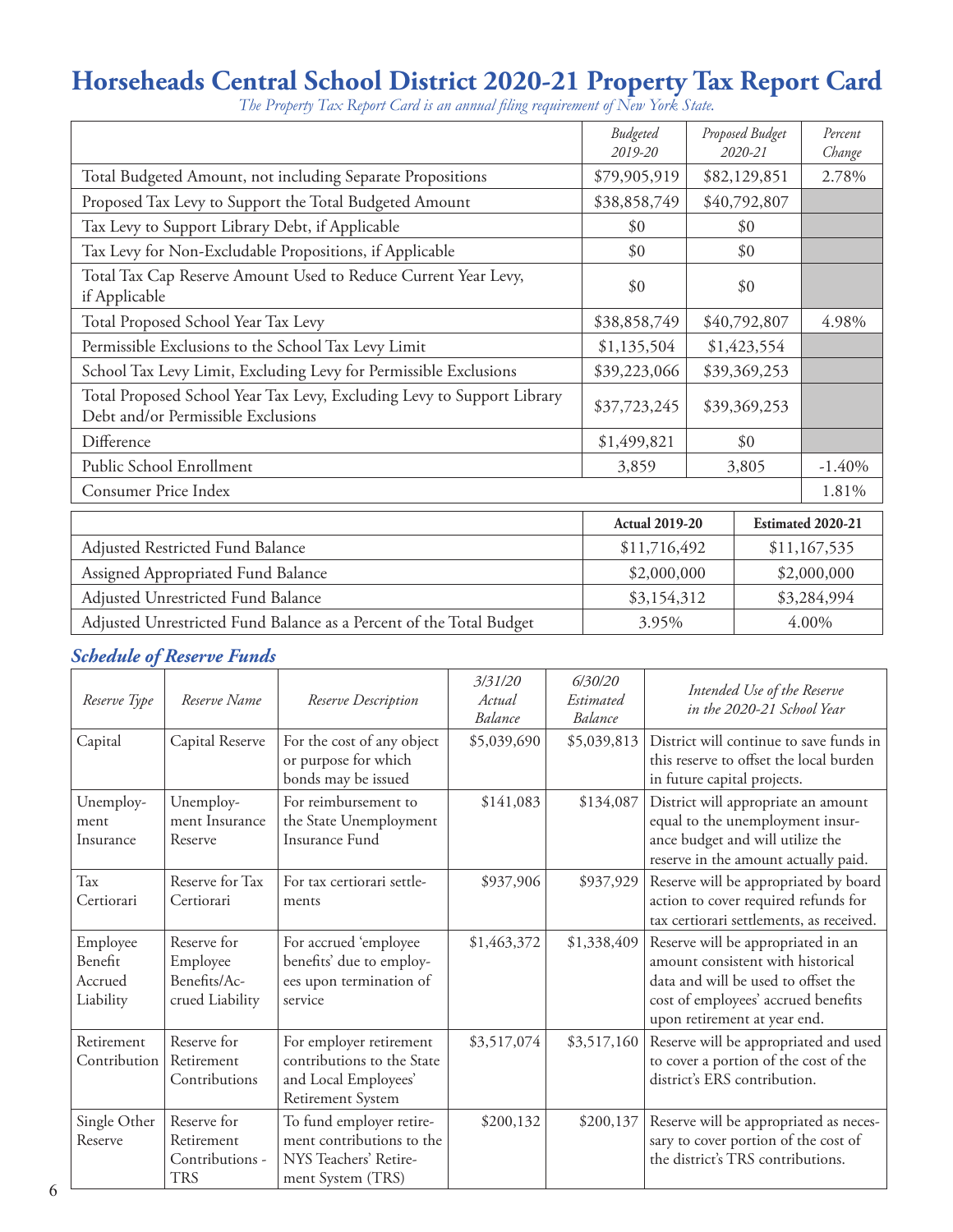# Horseheads Central School District 2020-21 Property Tax Report Card

*The Property Tax Report Card is an annual filing requirement of New York State.*

| | *Budgeted 2019-20* | *Proposed Budget 2020-21* | *Percent Change* |
|---|---|---|---|
| Total Budgeted Amount, not including Separate Propositions | $79,905,919 | $82,129,851 | 2.78% |
| Proposed Tax Levy to Support the Total Budgeted Amount | $38,858,749 | $40,792,807 | |
| Tax Levy to Support Library Debt, if Applicable | $0 | $0 | |
| Tax Levy for Non-Excludable Propositions, if Applicable | $0 | $0 | |
| Total Tax Cap Reserve Amount Used to Reduce Current Year Levy, if Applicable | $0 | $0 | |
| Total Proposed School Year Tax Levy | $38,858,749 | $40,792,807 | 4.98% |
| Permissible Exclusions to the School Tax Levy Limit | $1,135,504 | $1,423,554 | |
| School Tax Levy Limit, Excluding Levy for Permissible Exclusions | $39,223,066 | $39,369,253 | |
| Total Proposed School Year Tax Levy, Excluding Levy to Support Library Debt and/or Permissible Exclusions | $37,723,245 | $39,369,253 | |
| Difference | $1,499,821 | $0 | |
| Public School Enrollment | 3,859 | 3,805 | -1.40% |
| Consumer Price Index | | | 1.81% |

| | **Actual 2019-20** | **Estimated 2020-21** |
|---|---|---|
| Adjusted Restricted Fund Balance | $11,716,492 | $11,167,535 |
| Assigned Appropriated Fund Balance | $2,000,000 | $2,000,000 |
| Adjusted Unrestricted Fund Balance | $3,154,312 | $3,284,994 |
| Adjusted Unrestricted Fund Balance as a Percent of the Total Budget | 3.95% | 4.00% |

## *Schedule of Reserve Funds*

| *Reserve Type* | *Reserve Name* | *Reserve Description* | *3/31/20 Actual Balance* | *6/30/20 Estimated Balance* | *Intended Use of the Reserve in the 2020-21 School Year* |
|---|---|---|---|---|---|
| Capital | Capital Reserve | For the cost of any object or purpose for which bonds may be issued | $5,039,690 | $5,039,813 | District will continue to save funds in this reserve to offset the local burden in future capital projects. |
| Unemployment Insurance | Unemployment Insurance Reserve | For reimbursement to the State Unemployment Insurance Fund | $141,083 | $134,087 | District will appropriate an amount equal to the unemployment insurance budget and will utilize the reserve in the amount actually paid. |
| Tax Certiorari | Reserve for Tax Certiorari | For tax certiorari settlements | $937,906 | $937,929 | Reserve will be appropriated by board action to cover required refunds for tax certiorari settlements, as received. |
| Employee Benefit Accrued Liability | Reserve for Employee Benefits/Accrued Liability | For accrued 'employee benefits' due to employees upon termination of service | $1,463,372 | $1,338,409 | Reserve will be appropriated in an amount consistent with historical data and will be used to offset the cost of employees' accrued benefits upon retirement at year end. |
| Retirement Contribution | Reserve for Retirement Contributions | For employer retirement contributions to the State and Local Employees' Retirement System | $3,517,074 | $3,517,160 | Reserve will be appropriated and used to cover a portion of the cost of the district's ERS contribution. |
| Single Other Reserve | Reserve for Retirement Contributions - TRS | To fund employer retirement contributions to the NYS Teachers' Retirement System (TRS) | $200,132 | $200,137 | Reserve will be appropriated as necessary to cover portion of the cost of the district's TRS contributions. |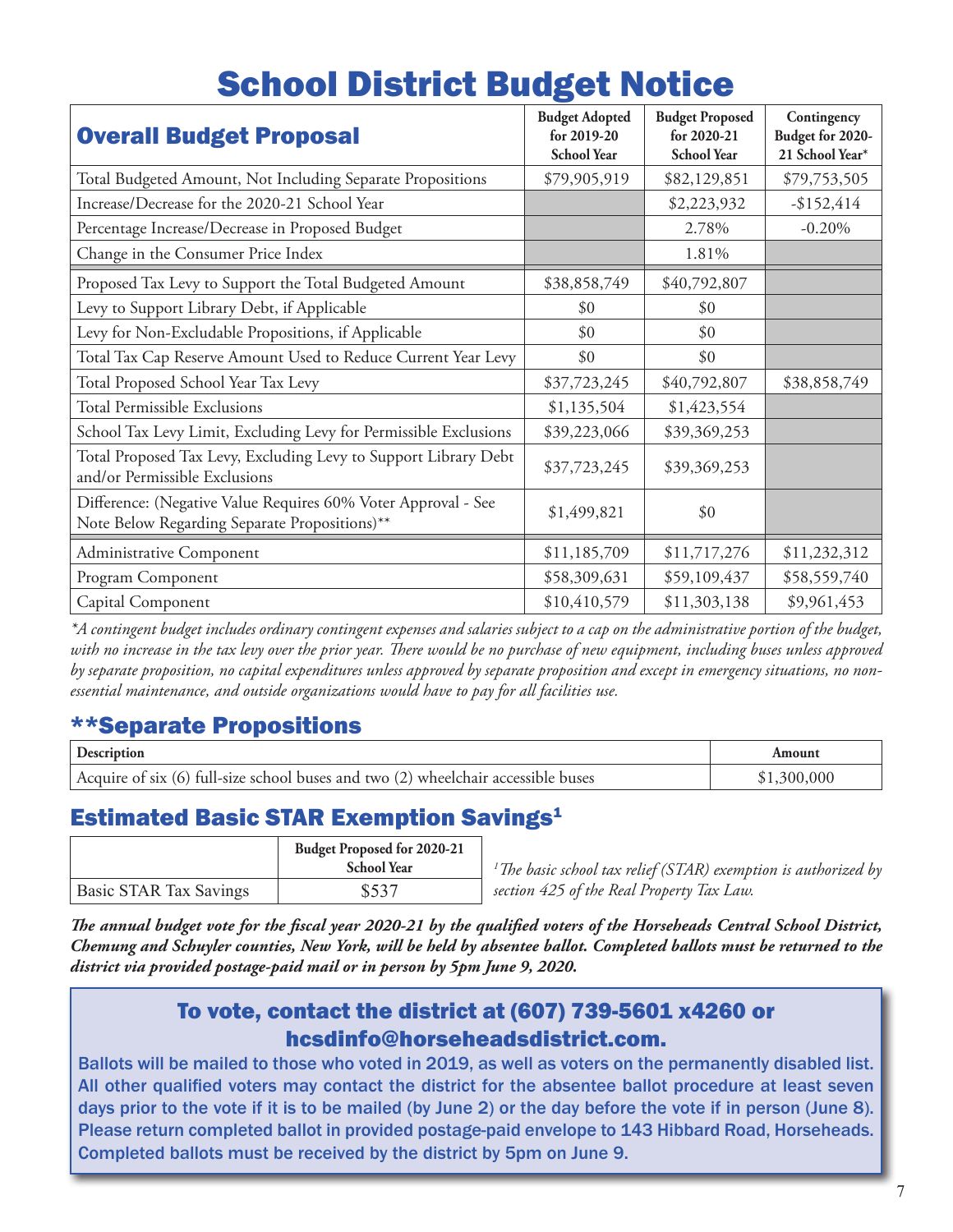# School District Budget Notice

| Overall Budget Proposal | Budget Adopted for 2019-20 School Year | Budget Proposed for 2020-21 School Year | Contingency Budget for 2020-21 School Year* |
|---|---|---|---|
| Total Budgeted Amount, Not Including Separate Propositions | $79,905,919 | $82,129,851 | $79,753,505 |
| Increase/Decrease for the 2020-21 School Year | | $2,223,932 | -$152,414 |
| Percentage Increase/Decrease in Proposed Budget | | 2.78% | -0.20% |
| Change in the Consumer Price Index | | 1.81% | |
| Proposed Tax Levy to Support the Total Budgeted Amount | $38,858,749 | $40,792,807 | |
| Levy to Support Library Debt, if Applicable | $0 | $0 | |
| Levy for Non-Excludable Propositions, if Applicable | $0 | $0 | |
| Total Tax Cap Reserve Amount Used to Reduce Current Year Levy | $0 | $0 | |
| Total Proposed School Year Tax Levy | $37,723,245 | $40,792,807 | $38,858,749 |
| Total Permissible Exclusions | $1,135,504 | $1,423,554 | |
| School Tax Levy Limit, Excluding Levy for Permissible Exclusions | $39,223,066 | $39,369,253 | |
| Total Proposed Tax Levy, Excluding Levy to Support Library Debt and/or Permissible Exclusions | $37,723,245 | $39,369,253 | |
| Difference: (Negative Value Requires 60% Voter Approval - See Note Below Regarding Separate Propositions)** | $1,499,821 | $0 | |
| Administrative Component | $11,185,709 | $11,717,276 | $11,232,312 |
| Program Component | $58,309,631 | $59,109,437 | $58,559,740 |
| Capital Component | $10,410,579 | $11,303,138 | $9,961,453 |

*\*A contingent budget includes ordinary contingent expenses and salaries subject to a cap on the administrative portion of the budget, with no increase in the tax levy over the prior year. There would be no purchase of new equipment, including buses unless approved by separate proposition, no capital expenditures unless approved by separate proposition and except in emergency situations, no non-essential maintenance, and outside organizations would have to pay for all facilities use.*

## **Separate Propositions

| Description | Amount |
|---|---|
| Acquire of six (6) full-size school buses and two (2) wheelchair accessible buses | $1,300,000 |

## Estimated Basic STAR Exemption Savings[1]

| | Budget Proposed for 2020-21 School Year |
|---|---|
| Basic STAR Tax Savings | $537 |

*[1] The basic school tax relief (STAR) exemption is authorized by section 425 of the Real Property Tax Law.*

***The annual budget vote for the fiscal year 2020-21 by the qualified voters of the Horseheads Central School District, Chemung and Schuyler counties, New York, will be held by absentee ballot. Completed ballots must be returned to the district via provided postage-paid mail or in person by 5pm June 9, 2020.***

### To vote, contact the district at (607) 739-5601 x4260 or hcsdinfo@horseheadsdistrict.com.

Ballots will be mailed to those who voted in 2019, as well as voters on the permanently disabled list. All other qualified voters may contact the district for the absentee ballot procedure at least seven days prior to the vote if it is to be mailed (by June 2) or the day before the vote if in person (June 8). Please return completed ballot in provided postage-paid envelope to 143 Hibbard Road, Horseheads. Completed ballots must be received by the district by 5pm on June 9.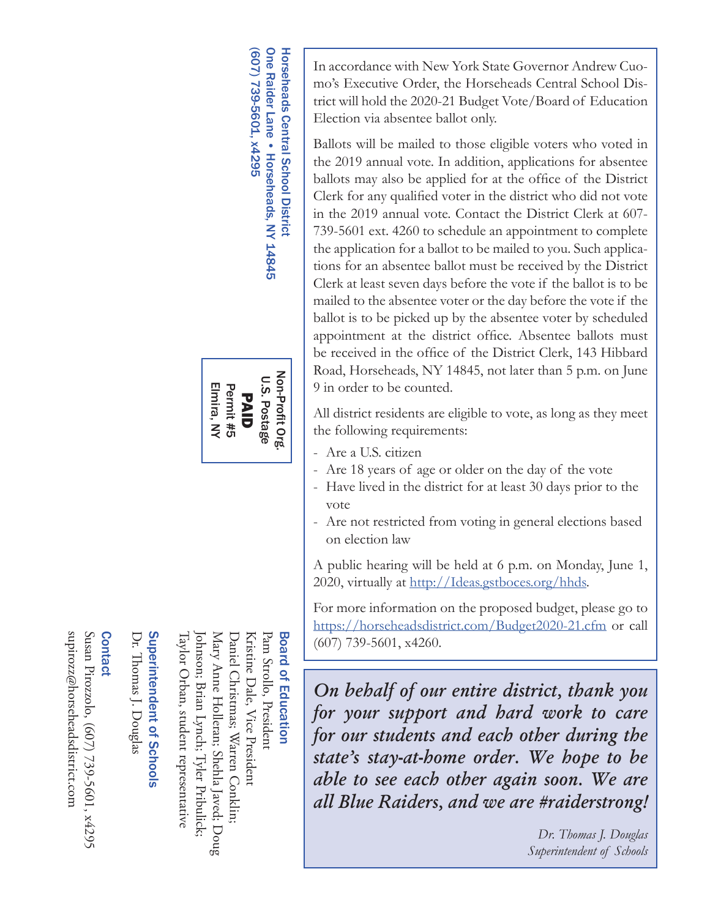In accordance with New York State Governor Andrew Cuomo's Executive Order, the Horseheads Central School District will hold the 2020-21 Budget Vote/Board of Education Election via absentee ballot only.

Ballots will be mailed to those eligible voters who voted in the 2019 annual vote. In addition, applications for absentee ballots may also be applied for at the office of the District Clerk for any qualified voter in the district who did not vote in the 2019 annual vote. Contact the District Clerk at 607-739-5601 ext. 4260 to schedule an appointment to complete the application for a ballot to be mailed to you. Such applications for an absentee ballot must be received by the District Clerk at least seven days before the vote if the ballot is to be mailed to the absentee voter or the day before the vote if the ballot is to be picked up by the absentee voter by scheduled appointment at the district office. Absentee ballots must be received in the office of the District Clerk, 143 Hibbard Road, Horseheads, NY 14845, not later than 5 p.m. on June 9 in order to be counted.

All district residents are eligible to vote, as long as they meet the following requirements:

- Are a U.S. citizen
- Are 18 years of age or older on the day of the vote
- Have lived in the district for at least 30 days prior to the vote
- Are not restricted from voting in general elections based on election law

A public hearing will be held at 6 p.m. on Monday, June 1, 2020, virtually at http://Ideas.gstboces.org/hhds.

For more information on the proposed budget, please go to https://horseheadsdistrict.com/Budget2020-21.cfm or call (607) 739-5601, x4260.

***On behalf of our entire district, thank you for your support and hard work to care for our students and each other during the state's stay-at-home order. We hope to be able to see each other again soon. We are all Blue Raiders, and we are #raiderstrong!***

*Dr. Thomas J. Douglas*
*Superintendent of Schools*

**Horseheads Central School District**
**One Raider Lane • Horseheads, NY 14845**
**(607) 739-5601, x4295**

**Non-Profit Org.**
**U.S. Postage**
**PAID**
**Permit #5**
**Elmira, NY**

**Board of Education**
Pam Strollo, President
Kristine Dale, Vice President
Daniel Christmas; Warren Conklin; Mary Anne Holleran; Shehla Javed; Doug Johnson; Brian Lynch; Tyler Pribulick;
Taylor Orban, student representative

**Superintendent of Schools**
Dr. Thomas J. Douglas

**Contact**
Susan Pirozzolo, (607) 739-5601, x4295
supirozz@horseheadsdistrict.com